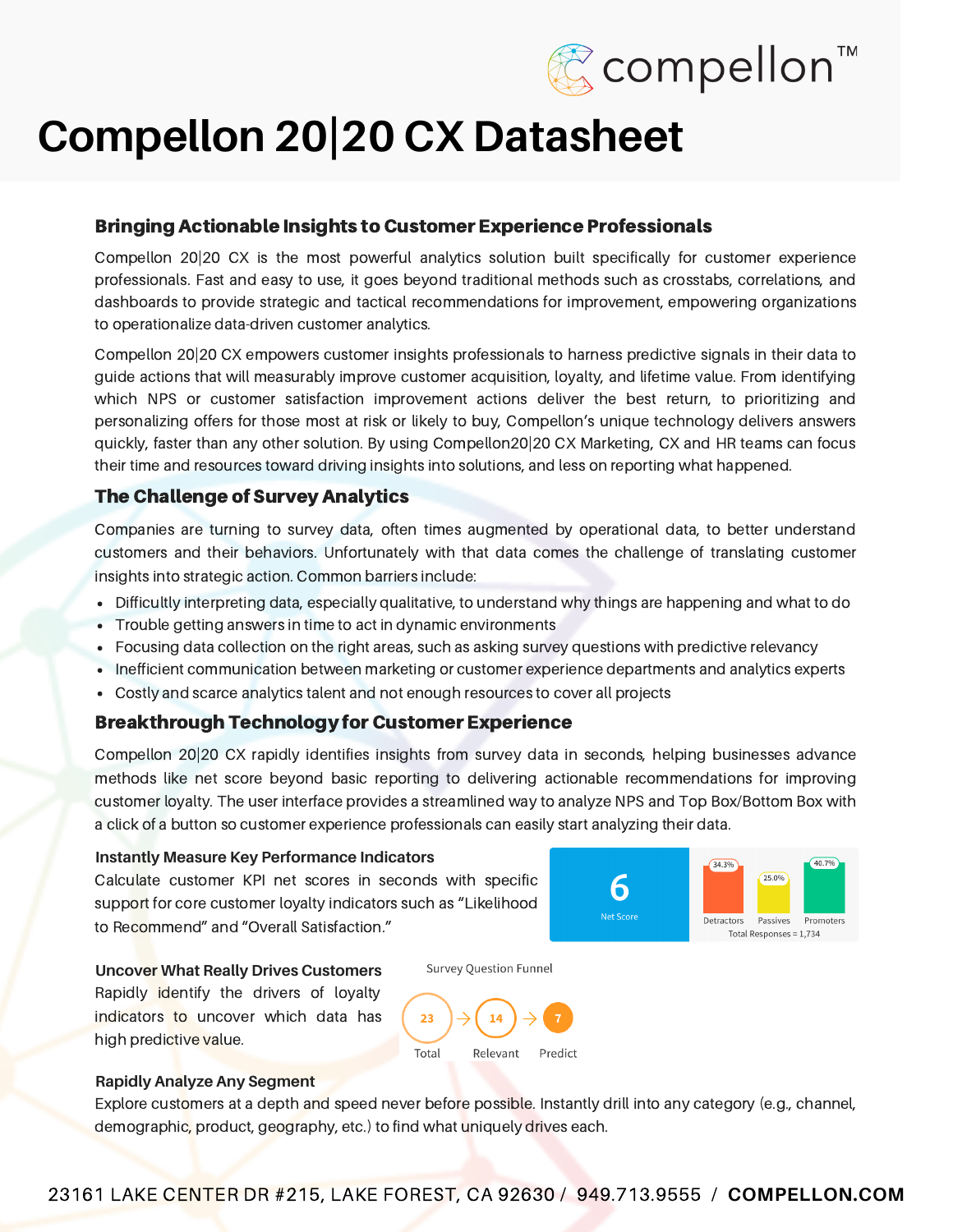# Compellon 20|20 CX Datasheet

## Bringing Actionable Insights to Customer Experience Professionals

Compellon 20|20 CX is the most powerful analytics solution built specifically for customer experience professionals. Fast and easy to use, it goes beyond traditional methods such as crosstabs, correlations, and dashboards to provide strategic and tactical recommendations for improvement, empowering organizations to operationalize data-driven customer analytics.

Compellon 20|20 CX empowers customer insights professionals to harness predictive signals in their data to guide actions that will measurably improve customer acquisition, loyalty, and lifetime value. From identifying which NPS or customer satisfaction improvement actions deliver the best return, to prioritizing and personalizing offers for those most at risk or likely to buy, Compellon's unique technology delivers answers quickly, faster than any other solution. By using Compellon20|20 CX Marketing, CX and HR teams can focus their time and resources toward driving insights into solutions, and less on reporting what happened.

## The Challenge of Survey Analytics

Companies are turning to survey data, often times augmented by operational data, to better understand customers and their behaviors. Unfortunately with that data comes the challenge of translating customer insights into strategic action. Common barriers include:

- Difficultly interpreting data, especially qualitative, to understand why things are happening and what to do
- Trouble getting answers in time to act in dynamic environments
- Focusing data collection on the right areas, such as asking survey questions with predictive relevancy
- Inefficient communication between marketing or customer experience departments and analytics experts
- Costly and scarce analytics talent and not enough resources to cover all projects

## Breakthrough Technology for Customer Experience

Compellon 20|20 CX rapidly identifies insights from survey data in seconds, helping businesses advance methods like net score beyond basic reporting to delivering actionable recommendations for improving customer loyalty. The user interface provides a streamlined way to analyze NPS and Top Box/Bottom Box with a click of a button so customer experience professionals can easily start analyzing their data.

### Instantly Measure Key Performance Indicators

Calculate customer KPI net scores in seconds with specific support for core customer loyalty indicators such as "Likelihood to Recommend" and "Overall Satisfaction."

6
Net Score

| Detractors | Passives | Promoters |
|---|---|---|
| 34.3% | 25.0% | 40.7% |

Total Responses = 1,734

### Uncover What Really Drives Customers

Rapidly identify the drivers of loyalty indicators to uncover which data has high predictive value.

Survey Question Funnel

23 Total → 14 Relevant → 7 Predict

### Rapidly Analyze Any Segment

Explore customers at a depth and speed never before possible. Instantly drill into any category (e.g., channel, demographic, product, geography, etc.) to find what uniquely drives each.

23161 LAKE CENTER DR #215, LAKE FOREST, CA 92630 / 949.713.9555 / **COMPELLON.COM**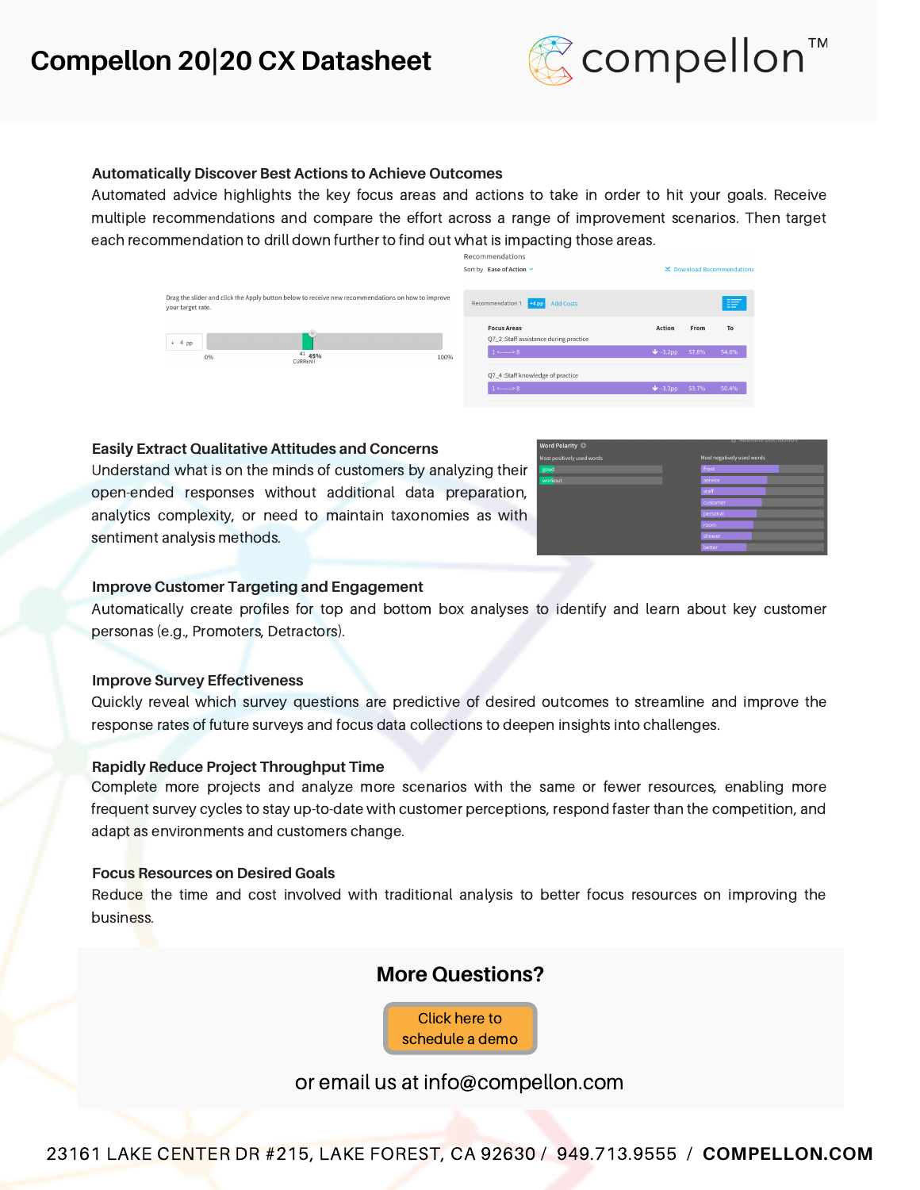# Compellon 20|20 CX Datasheet

### Automatically Discover Best Actions to Achieve Outcomes

Automated advice highlights the key focus areas and actions to take in order to hit your goals. Receive multiple recommendations and compare the effort across a range of improvement scenarios. Then target each recommendation to drill down further to find out what is impacting those areas.

### Easily Extract Qualitative Attitudes and Concerns

Understand what is on the minds of customers by analyzing their open-ended responses without additional data preparation, analytics complexity, or need to maintain taxonomies as with sentiment analysis methods.

### Improve Customer Targeting and Engagement

Automatically create profiles for top and bottom box analyses to identify and learn about key customer personas (e.g., Promoters, Detractors).

### Improve Survey Effectiveness

Quickly reveal which survey questions are predictive of desired outcomes to streamline and improve the response rates of future surveys and focus data collections to deepen insights into challenges.

### Rapidly Reduce Project Throughput Time

Complete more projects and analyze more scenarios with the same or fewer resources, enabling more frequent survey cycles to stay up-to-date with customer perceptions, respond faster than the competition, and adapt as environments and customers change.

### Focus Resources on Desired Goals

Reduce the time and cost involved with traditional analysis to better focus resources on improving the business.

## More Questions?

Click here to schedule a demo

or email us at info@compellon.com

23161 LAKE CENTER DR #215, LAKE FOREST, CA 92630 / 949.713.9555 / **COMPELLON.COM**